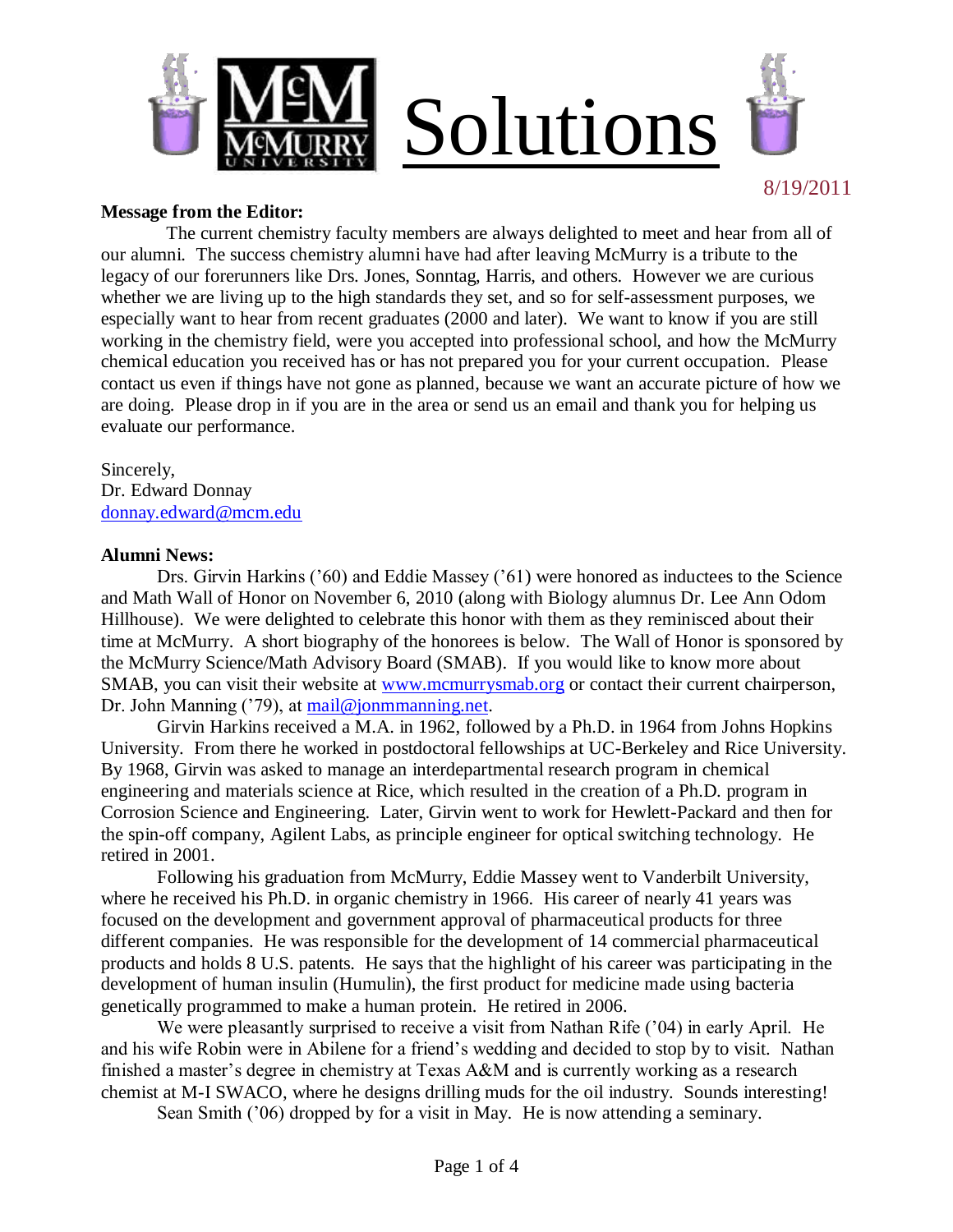# Solutions

8/19/2011

**Message from the Editor:**

The current chemistry faculty members are always delighted to meet and hear from all of our alumni. The success chemistry alumni have had after leaving McMurry is a tribute to the legacy of our forerunners like Drs. Jones, Sonntag, Harris, and others. However we are curious whether we are living up to the high standards they set, and so for self-assessment purposes, we especially want to hear from recent graduates (2000 and later). We want to know if you are still working in the chemistry field, were you accepted into professional school, and how the McMurry chemical education you received has or has not prepared you for your current occupation. Please contact us even if things have not gone as planned, because we want an accurate picture of how we are doing. Please drop in if you are in the area or send us an email and thank you for helping us evaluate our performance.

Sincerely,
Dr. Edward Donnay
donnay.edward@mcm.edu

**Alumni News:**

Drs. Girvin Harkins ('60) and Eddie Massey ('61) were honored as inductees to the Science and Math Wall of Honor on November 6, 2010 (along with Biology alumnus Dr. Lee Ann Odom Hillhouse). We were delighted to celebrate this honor with them as they reminisced about their time at McMurry. A short biography of the honorees is below. The Wall of Honor is sponsored by the McMurry Science/Math Advisory Board (SMAB). If you would like to know more about SMAB, you can visit their website at www.mcmurrysmab.org or contact their current chairperson, Dr. John Manning ('79), at mail@jonmmanning.net.

Girvin Harkins received a M.A. in 1962, followed by a Ph.D. in 1964 from Johns Hopkins University. From there he worked in postdoctoral fellowships at UC-Berkeley and Rice University. By 1968, Girvin was asked to manage an interdepartmental research program in chemical engineering and materials science at Rice, which resulted in the creation of a Ph.D. program in Corrosion Science and Engineering. Later, Girvin went to work for Hewlett-Packard and then for the spin-off company, Agilent Labs, as principle engineer for optical switching technology. He retired in 2001.

Following his graduation from McMurry, Eddie Massey went to Vanderbilt University, where he received his Ph.D. in organic chemistry in 1966. His career of nearly 41 years was focused on the development and government approval of pharmaceutical products for three different companies. He was responsible for the development of 14 commercial pharmaceutical products and holds 8 U.S. patents. He says that the highlight of his career was participating in the development of human insulin (Humulin), the first product for medicine made using bacteria genetically programmed to make a human protein. He retired in 2006.

We were pleasantly surprised to receive a visit from Nathan Rife ('04) in early April. He and his wife Robin were in Abilene for a friend's wedding and decided to stop by to visit. Nathan finished a master's degree in chemistry at Texas A&M and is currently working as a research chemist at M-I SWACO, where he designs drilling muds for the oil industry. Sounds interesting!

Sean Smith ('06) dropped by for a visit in May. He is now attending a seminary.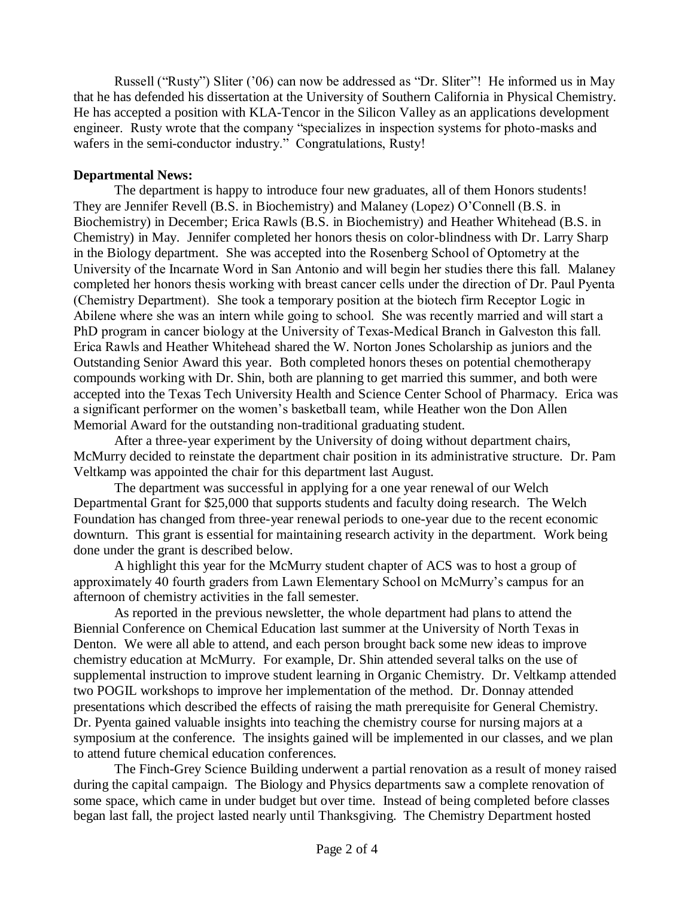Russell ("Rusty") Sliter ('06) can now be addressed as "Dr. Sliter"! He informed us in May that he has defended his dissertation at the University of Southern California in Physical Chemistry. He has accepted a position with KLA-Tencor in the Silicon Valley as an applications development engineer. Rusty wrote that the company "specializes in inspection systems for photo-masks and wafers in the semi-conductor industry." Congratulations, Rusty!

**Departmental News:**

The department is happy to introduce four new graduates, all of them Honors students! They are Jennifer Revell (B.S. in Biochemistry) and Malaney (Lopez) O'Connell (B.S. in Biochemistry) in December; Erica Rawls (B.S. in Biochemistry) and Heather Whitehead (B.S. in Chemistry) in May. Jennifer completed her honors thesis on color-blindness with Dr. Larry Sharp in the Biology department. She was accepted into the Rosenberg School of Optometry at the University of the Incarnate Word in San Antonio and will begin her studies there this fall. Malaney completed her honors thesis working with breast cancer cells under the direction of Dr. Paul Pyenta (Chemistry Department). She took a temporary position at the biotech firm Receptor Logic in Abilene where she was an intern while going to school. She was recently married and will start a PhD program in cancer biology at the University of Texas-Medical Branch in Galveston this fall. Erica Rawls and Heather Whitehead shared the W. Norton Jones Scholarship as juniors and the Outstanding Senior Award this year. Both completed honors theses on potential chemotherapy compounds working with Dr. Shin, both are planning to get married this summer, and both were accepted into the Texas Tech University Health and Science Center School of Pharmacy. Erica was a significant performer on the women's basketball team, while Heather won the Don Allen Memorial Award for the outstanding non-traditional graduating student.

After a three-year experiment by the University of doing without department chairs, McMurry decided to reinstate the department chair position in its administrative structure. Dr. Pam Veltkamp was appointed the chair for this department last August.

The department was successful in applying for a one year renewal of our Welch Departmental Grant for $25,000 that supports students and faculty doing research. The Welch Foundation has changed from three-year renewal periods to one-year due to the recent economic downturn. This grant is essential for maintaining research activity in the department. Work being done under the grant is described below.

A highlight this year for the McMurry student chapter of ACS was to host a group of approximately 40 fourth graders from Lawn Elementary School on McMurry's campus for an afternoon of chemistry activities in the fall semester.

As reported in the previous newsletter, the whole department had plans to attend the Biennial Conference on Chemical Education last summer at the University of North Texas in Denton. We were all able to attend, and each person brought back some new ideas to improve chemistry education at McMurry. For example, Dr. Shin attended several talks on the use of supplemental instruction to improve student learning in Organic Chemistry. Dr. Veltkamp attended two POGIL workshops to improve her implementation of the method. Dr. Donnay attended presentations which described the effects of raising the math prerequisite for General Chemistry. Dr. Pyenta gained valuable insights into teaching the chemistry course for nursing majors at a symposium at the conference. The insights gained will be implemented in our classes, and we plan to attend future chemical education conferences.

The Finch-Grey Science Building underwent a partial renovation as a result of money raised during the capital campaign. The Biology and Physics departments saw a complete renovation of some space, which came in under budget but over time. Instead of being completed before classes began last fall, the project lasted nearly until Thanksgiving. The Chemistry Department hosted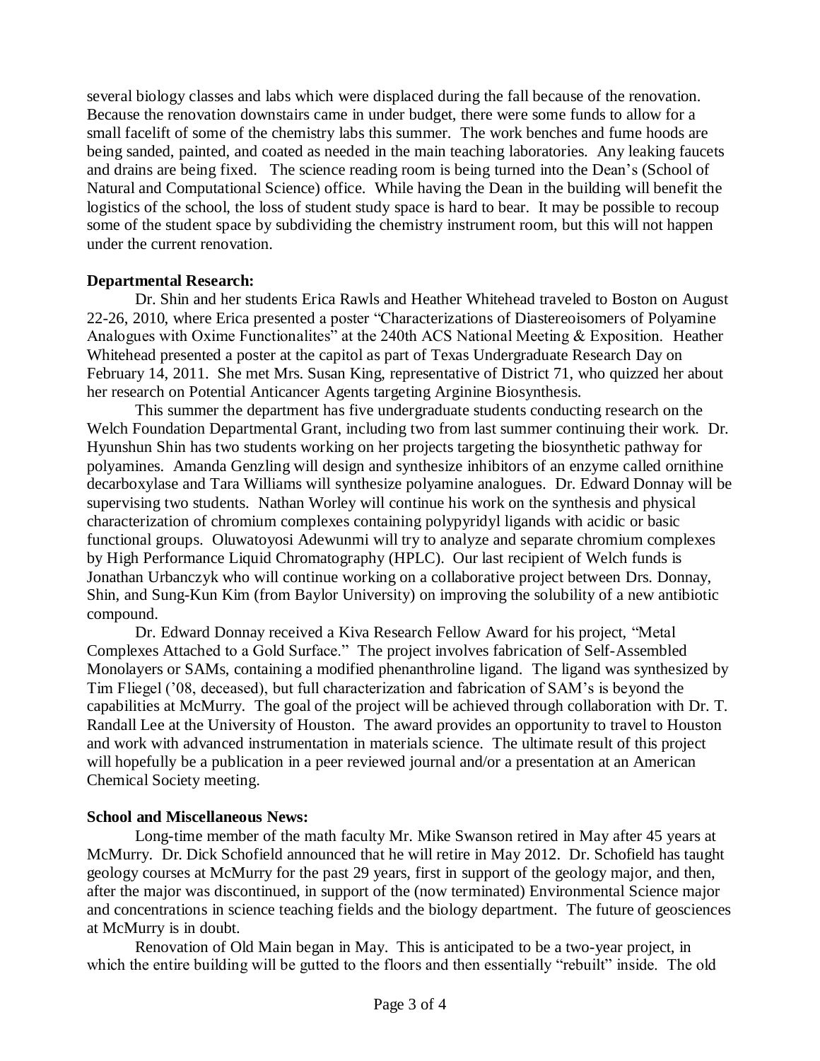several biology classes and labs which were displaced during the fall because of the renovation. Because the renovation downstairs came in under budget, there were some funds to allow for a small facelift of some of the chemistry labs this summer. The work benches and fume hoods are being sanded, painted, and coated as needed in the main teaching laboratories. Any leaking faucets and drains are being fixed. The science reading room is being turned into the Dean's (School of Natural and Computational Science) office. While having the Dean in the building will benefit the logistics of the school, the loss of student study space is hard to bear. It may be possible to recoup some of the student space by subdividing the chemistry instrument room, but this will not happen under the current renovation.

**Departmental Research:**

Dr. Shin and her students Erica Rawls and Heather Whitehead traveled to Boston on August 22-26, 2010, where Erica presented a poster "Characterizations of Diastereoisomers of Polyamine Analogues with Oxime Functionalites" at the 240th ACS National Meeting & Exposition. Heather Whitehead presented a poster at the capitol as part of Texas Undergraduate Research Day on February 14, 2011. She met Mrs. Susan King, representative of District 71, who quizzed her about her research on Potential Anticancer Agents targeting Arginine Biosynthesis.

This summer the department has five undergraduate students conducting research on the Welch Foundation Departmental Grant, including two from last summer continuing their work. Dr. Hyunshun Shin has two students working on her projects targeting the biosynthetic pathway for polyamines. Amanda Genzling will design and synthesize inhibitors of an enzyme called ornithine decarboxylase and Tara Williams will synthesize polyamine analogues. Dr. Edward Donnay will be supervising two students. Nathan Worley will continue his work on the synthesis and physical characterization of chromium complexes containing polypyridyl ligands with acidic or basic functional groups. Oluwatoyosi Adewunmi will try to analyze and separate chromium complexes by High Performance Liquid Chromatography (HPLC). Our last recipient of Welch funds is Jonathan Urbanczyk who will continue working on a collaborative project between Drs. Donnay, Shin, and Sung-Kun Kim (from Baylor University) on improving the solubility of a new antibiotic compound.

Dr. Edward Donnay received a Kiva Research Fellow Award for his project, "Metal Complexes Attached to a Gold Surface." The project involves fabrication of Self-Assembled Monolayers or SAMs, containing a modified phenanthroline ligand. The ligand was synthesized by Tim Fliegel ('08, deceased), but full characterization and fabrication of SAM's is beyond the capabilities at McMurry. The goal of the project will be achieved through collaboration with Dr. T. Randall Lee at the University of Houston. The award provides an opportunity to travel to Houston and work with advanced instrumentation in materials science. The ultimate result of this project will hopefully be a publication in a peer reviewed journal and/or a presentation at an American Chemical Society meeting.

**School and Miscellaneous News:**

Long-time member of the math faculty Mr. Mike Swanson retired in May after 45 years at McMurry. Dr. Dick Schofield announced that he will retire in May 2012. Dr. Schofield has taught geology courses at McMurry for the past 29 years, first in support of the geology major, and then, after the major was discontinued, in support of the (now terminated) Environmental Science major and concentrations in science teaching fields and the biology department. The future of geosciences at McMurry is in doubt.

Renovation of Old Main began in May. This is anticipated to be a two-year project, in which the entire building will be gutted to the floors and then essentially "rebuilt" inside. The old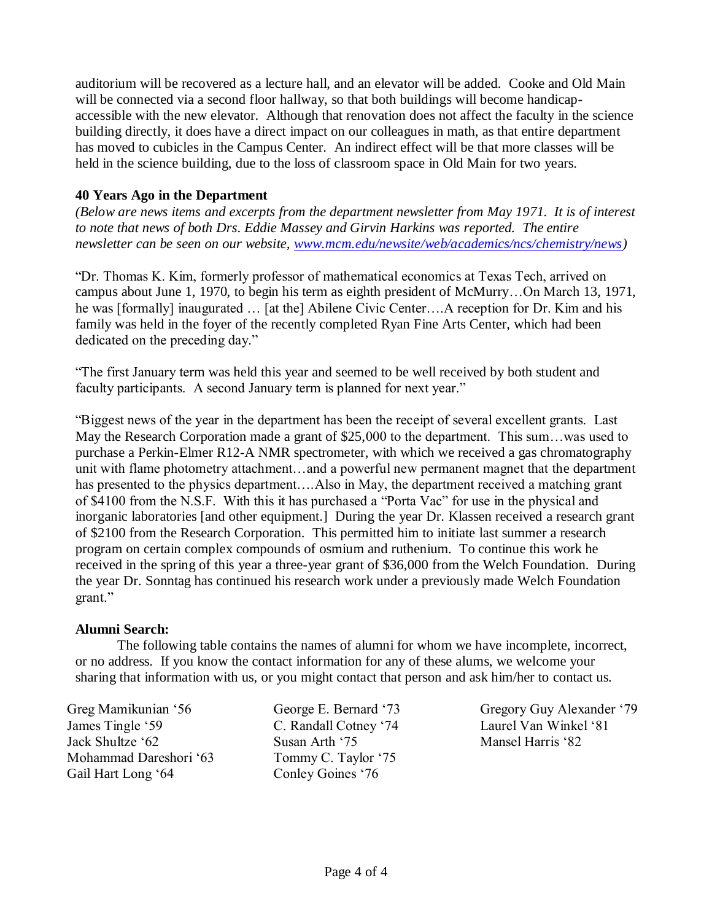auditorium will be recovered as a lecture hall, and an elevator will be added. Cooke and Old Main will be connected via a second floor hallway, so that both buildings will become handicap-accessible with the new elevator. Although that renovation does not affect the faculty in the science building directly, it does have a direct impact on our colleagues in math, as that entire department has moved to cubicles in the Campus Center. An indirect effect will be that more classes will be held in the science building, due to the loss of classroom space in Old Main for two years.

**40 Years Ago in the Department**

*(Below are news items and excerpts from the department newsletter from May 1971. It is of interest to note that news of both Drs. Eddie Massey and Girvin Harkins was reported. The entire newsletter can be seen on our website, [www.mcm.edu/newsite/web/academics/ncs/chemistry/news](www.mcm.edu/newsite/web/academics/ncs/chemistry/news))*

"Dr. Thomas K. Kim, formerly professor of mathematical economics at Texas Tech, arrived on campus about June 1, 1970, to begin his term as eighth president of McMurry…On March 13, 1971, he was [formally] inaugurated … [at the] Abilene Civic Center….A reception for Dr. Kim and his family was held in the foyer of the recently completed Ryan Fine Arts Center, which had been dedicated on the preceding day."

"The first January term was held this year and seemed to be well received by both student and faculty participants. A second January term is planned for next year."

"Biggest news of the year in the department has been the receipt of several excellent grants. Last May the Research Corporation made a grant of $25,000 to the department. This sum…was used to purchase a Perkin-Elmer R12-A NMR spectrometer, with which we received a gas chromatography unit with flame photometry attachment…and a powerful new permanent magnet that the department has presented to the physics department….Also in May, the department received a matching grant of $4100 from the N.S.F. With this it has purchased a "Porta Vac" for use in the physical and inorganic laboratories [and other equipment.] During the year Dr. Klassen received a research grant of $2100 from the Research Corporation. This permitted him to initiate last summer a research program on certain complex compounds of osmium and ruthenium. To continue this work he received in the spring of this year a three-year grant of $36,000 from the Welch Foundation. During the year Dr. Sonntag has continued his research work under a previously made Welch Foundation grant."

**Alumni Search:**

The following table contains the names of alumni for whom we have incomplete, incorrect, or no address. If you know the contact information for any of these alums, we welcome your sharing that information with us, or you might contact that person and ask him/her to contact us.

| | | |
|---|---|---|
| Greg Mamikunian '56 | George E. Bernard '73 | Gregory Guy Alexander '79 |
| James Tingle '59 | C. Randall Cotney '74 | Laurel Van Winkel '81 |
| Jack Shultze '62 | Susan Arth '75 | Mansel Harris '82 |
| Mohammad Dareshori '63 | Tommy C. Taylor '75 | |
| Gail Hart Long '64 | Conley Goines '76 | |